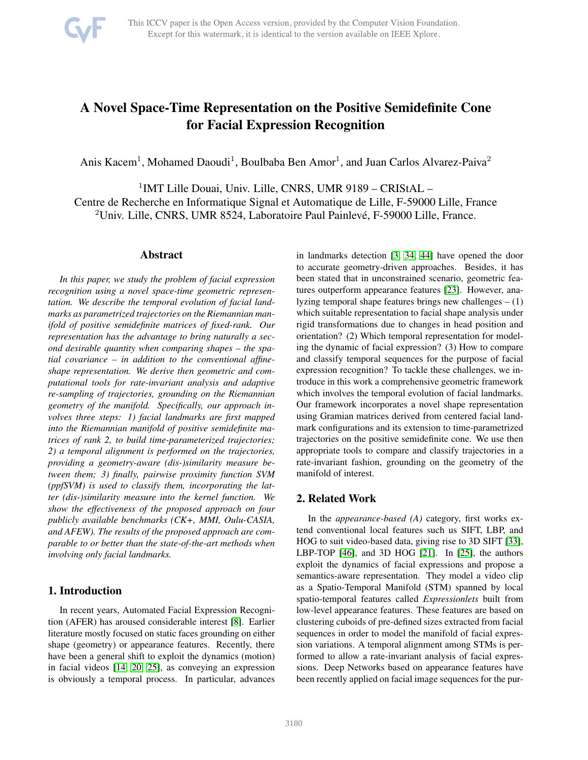# A Novel Space-Time Representation on the Positive Semidefinite Cone for Facial Expression Recognition

Anis Kacem[1], Mohamed Daoudi[1], Boulbaba Ben Amor[1], and Juan Carlos Alvarez-Paiva[2]

[1]IMT Lille Douai, Univ. Lille, CNRS, UMR 9189 – CRIStAL –
Centre de Recherche en Informatique Signal et Automatique de Lille, F-59000 Lille, France
[2]Univ. Lille, CNRS, UMR 8524, Laboratoire Paul Painlevé, F-59000 Lille, France.

## Abstract

*In this paper, we study the problem of facial expression recognition using a novel space-time geometric representation. We describe the temporal evolution of facial landmarks as parametrized trajectories on the Riemannian manifold of positive semidefinite matrices of fixed-rank. Our representation has the advantage to bring naturally a second desirable quantity when comparing shapes – the spatial covariance – in addition to the conventional affine-shape representation. We derive then geometric and computational tools for rate-invariant analysis and adaptive re-sampling of trajectories, grounding on the Riemannian geometry of the manifold. Specifically, our approach involves three steps: 1) facial landmarks are first mapped into the Riemannian manifold of positive semidefinite matrices of rank 2, to build time-parameterized trajectories; 2) a temporal alignment is performed on the trajectories, providing a geometry-aware (dis-)similarity measure between them; 3) finally, pairwise proximity function SVM (ppfSVM) is used to classify them, incorporating the latter (dis-)similarity measure into the kernel function. We show the effectiveness of the proposed approach on four publicly available benchmarks (CK+, MMI, Oulu-CASIA, and AFEW). The results of the proposed approach are comparable to or better than the state-of-the-art methods when involving only facial landmarks.*

## 1. Introduction

In recent years, Automated Facial Expression Recognition (AFER) has aroused considerable interest [8]. Earlier literature mostly focused on static faces grounding on either shape (geometry) or appearance features. Recently, there have been a general shift to exploit the dynamics (motion) in facial videos [14, 20, 25], as conveying an expression is obviously a temporal process. In particular, advances in landmarks detection [3, 34, 44] have opened the door to accurate geometry-driven approaches. Besides, it has been stated that in unconstrained scenario, geometric features outperform appearance features [23]. However, analyzing temporal shape features brings new challenges – (1) which suitable representation to facial shape analysis under rigid transformations due to changes in head position and orientation? (2) Which temporal representation for modeling the dynamic of facial expression? (3) How to compare and classify temporal sequences for the purpose of facial expression recognition? To tackle these challenges, we introduce in this work a comprehensive geometric framework which involves the temporal evolution of facial landmarks. Our framework incorporates a novel shape representation using Gramian matrices derived from centered facial landmark configurations and its extension to time-parametrized trajectories on the positive semidefinite cone. We use then appropriate tools to compare and classify trajectories in a rate-invariant fashion, grounding on the geometry of the manifold of interest.

## 2. Related Work

In the *appearance-based (A)* category, first works extend conventional local features such us SIFT, LBP, and HOG to suit video-based data, giving rise to 3D SIFT [33], LBP-TOP [46], and 3D HOG [21]. In [25], the authors exploit the dynamics of facial expressions and propose a semantics-aware representation. They model a video clip as a Spatio-Temporal Manifold (STM) spanned by local spatio-temporal features called *Expressionlets* built from low-level appearance features. These features are based on clustering cuboids of pre-defined sizes extracted from facial sequences in order to model the manifold of facial expression variations. A temporal alignment among STMs is performed to allow a rate-invariant analysis of facial expressions. Deep Networks based on appearance features have been recently applied on facial image sequences for the pur-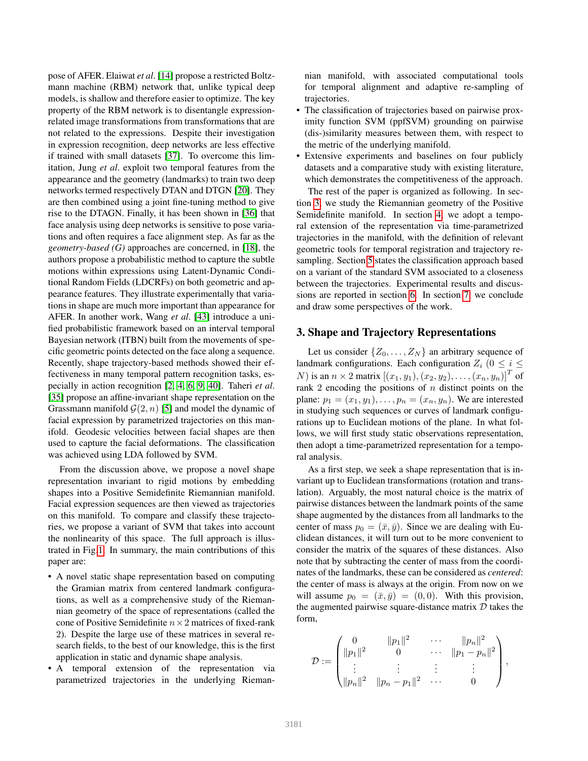pose of AFER. Elaiwat *et al*. [14] propose a restricted Boltzmann machine (RBM) network that, unlike typical deep models, is shallow and therefore easier to optimize. The key property of the RBM network is to disentangle expression-related image transformations from transformations that are not related to the expressions. Despite their investigation in expression recognition, deep networks are less effective if trained with small datasets [37]. To overcome this limitation, Jung *et al*. exploit two temporal features from the appearance and the geometry (landmarks) to train two deep networks termed respectively DTAN and DTGN [20]. They are then combined using a joint fine-tuning method to give rise to the DTAGN. Finally, it has been shown in [36] that face analysis using deep networks is sensitive to pose variations and often requires a face alignment step. As far as the *geometry-based (G)* approaches are concerned, in [18], the authors propose a probabilistic method to capture the subtle motions within expressions using Latent-Dynamic Conditional Random Fields (LDCRFs) on both geometric and appearance features. They illustrate experimentally that variations in shape are much more important than appearance for AFER. In another work, Wang *et al*. [43] introduce a unified probabilistic framework based on an interval temporal Bayesian network (ITBN) built from the movements of specific geometric points detected on the face along a sequence. Recently, shape trajectory-based methods showed their effectiveness in many temporal pattern recognition tasks, especially in action recognition [2, 4, 6, 9, 40]. Taheri *et al*. [35] propose an affine-invariant shape representation on the Grassmann manifold $\mathcal{G}(2, n)$ [5] and model the dynamic of facial expression by parametrized trajectories on this manifold. Geodesic velocities between facial shapes are then used to capture the facial deformations. The classification was achieved using LDA followed by SVM.

From the discussion above, we propose a novel shape representation invariant to rigid motions by embedding shapes into a Positive Semidefinite Riemannian manifold. Facial expression sequences are then viewed as trajectories on this manifold. To compare and classify these trajectories, we propose a variant of SVM that takes into account the nonlinearity of this space. The full approach is illustrated in Fig.1. In summary, the main contributions of this paper are:

- A novel static shape representation based on computing the Gramian matrix from centered landmark configurations, as well as a comprehensive study of the Riemannian geometry of the space of representations (called the cone of Positive Semidefinite $n \times 2$ matrices of fixed-rank 2). Despite the large use of these matrices in several research fields, to the best of our knowledge, this is the first application in static and dynamic shape analysis.
- A temporal extension of the representation via parametrized trajectories in the underlying Riemannian manifold, with associated computational tools for temporal alignment and adaptive re-sampling of trajectories.
- The classification of trajectories based on pairwise proximity function SVM (ppfSVM) grounding on pairwise (dis-)similarity measures between them, with respect to the metric of the underlying manifold.
- Extensive experiments and baselines on four publicly datasets and a comparative study with existing literature, which demonstrates the competitiveness of the approach.

The rest of the paper is organized as following. In section 3, we study the Riemannian geometry of the Positive Semidefinite manifold. In section 4, we adopt a temporal extension of the representation via time-parametrized trajectories in the manifold, with the definition of relevant geometric tools for temporal registration and trajectory re-sampling. Section 5 states the classification approach based on a variant of the standard SVM associated to a closeness between the trajectories. Experimental results and discussions are reported in section 6. In section 7, we conclude and draw some perspectives of the work.

## 3. Shape and Trajectory Representations

Let us consider $\{Z_0, \ldots, Z_N\}$ an arbitrary sequence of landmark configurations. Each configuration $Z_i$ $(0 \leq i \leq N)$ is an $n \times 2$ matrix $[(x_1, y_1), (x_2, y_2), \ldots, (x_n, y_n)]^T$ of rank 2 encoding the positions of $n$ distinct points on the plane: $p_1 = (x_1, y_1), \ldots, p_n = (x_n, y_n)$. We are interested in studying such sequences or curves of landmark configurations up to Euclidean motions of the plane. In what follows, we will first study static observations representation, then adopt a time-parametrized representation for a temporal analysis.

As a first step, we seek a shape representation that is invariant up to Euclidean transformations (rotation and translation). Arguably, the most natural choice is the matrix of pairwise distances between the landmark points of the same shape augmented by the distances from all landmarks to the center of mass $p_0 = (\bar{x}, \bar{y})$. Since we are dealing with Euclidean distances, it will turn out to be more convenient to consider the matrix of the squares of these distances. Also note that by subtracting the center of mass from the coordinates of the landmarks, these can be considered as *centered*: the center of mass is always at the origin. From now on we will assume $p_0 = (\bar{x}, \bar{y}) = (0, 0)$. With this provision, the augmented pairwise square-distance matrix $\mathcal{D}$ takes the form,

$$
\mathcal{D} := \begin{pmatrix} 0 & \|p_1\|^2 & \cdots & \|p_n\|^2 \\ \|p_1\|^2 & 0 & \cdots & \|p_1 - p_n\|^2 \\ \vdots & \vdots & \vdots & \vdots \\ \|p_n\|^2 & \|p_n - p_1\|^2 & \cdots & 0 \end{pmatrix},
$$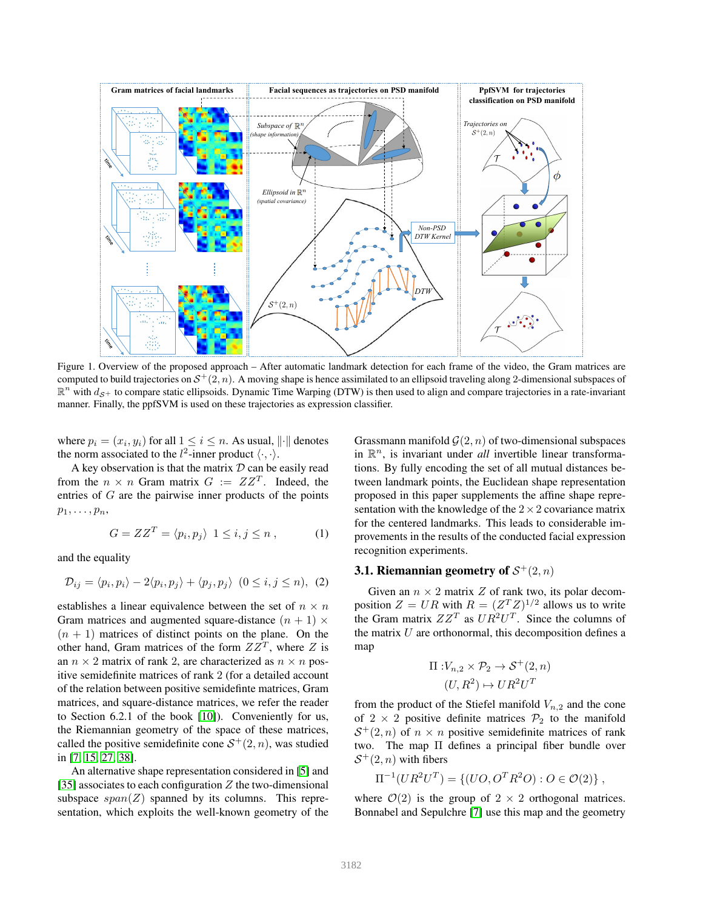Figure 1. Overview of the proposed approach – After automatic landmark detection for each frame of the video, the Gram matrices are computed to build trajectories on $\mathcal{S}^+(2,n)$. A moving shape is hence assimilated to an ellipsoid traveling along 2-dimensional subspaces of $\mathbb{R}^n$ with $d_{\mathcal{S}^+}$ to compare static ellipsoids. Dynamic Time Warping (DTW) is then used to align and compare trajectories in a rate-invariant manner. Finally, the ppfSVM is used on these trajectories as expression classifier.

where $p_i = (x_i, y_i)$ for all $1 \le i \le n$. As usual, $\|\cdot\|$ denotes the norm associated to the $l^2$-inner product $\langle \cdot, \cdot \rangle$.

A key observation is that the matrix $\mathcal{D}$ can be easily read from the $n \times n$ Gram matrix $G := ZZ^T$. Indeed, the entries of $G$ are the pairwise inner products of the points $p_1, \dots, p_n$,

$$G = ZZ^T = \langle p_i, p_j \rangle \;\; 1 \le i, j \le n \;, \tag{1}$$

and the equality

$$\mathcal{D}_{ij} = \langle p_i, p_i \rangle - 2\langle p_i, p_j \rangle + \langle p_j, p_j \rangle \;\; (0 \le i, j \le n), \tag{2}$$

establishes a linear equivalence between the set of $n \times n$ Gram matrices and augmented square-distance $(n+1) \times (n+1)$ matrices of distinct points on the plane. On the other hand, Gram matrices of the form $ZZ^T$, where $Z$ is an $n \times 2$ matrix of rank 2, are characterized as $n \times n$ positive semidefinite matrices of rank 2 (for a detailed account of the relation between positive semidefinte matrices, Gram matrices, and square-distance matrices, we refer the reader to Section 6.2.1 of the book [10]). Conveniently for us, the Riemannian geometry of the space of these matrices, called the positive semidefinite cone $\mathcal{S}^+(2,n)$, was studied in [7, 15, 27, 38].

An alternative shape representation considered in [5] and [35] associates to each configuration $Z$ the two-dimensional subspace $span(Z)$ spanned by its columns. This representation, which exploits the well-known geometry of the Grassmann manifold $\mathcal{G}(2,n)$ of two-dimensional subspaces in $\mathbb{R}^n$, is invariant under *all* invertible linear transformations. By fully encoding the set of all mutual distances between landmark points, the Euclidean shape representation proposed in this paper supplements the affine shape representation with the knowledge of the $2 \times 2$ covariance matrix for the centered landmarks. This leads to considerable improvements in the results of the conducted facial expression recognition experiments.

### 3.1. Riemannian geometry of $\mathcal{S}^+(2,n)$

Given an $n \times 2$ matrix $Z$ of rank two, its polar decomposition $Z = UR$ with $R = (Z^T Z)^{1/2}$ allows us to write the Gram matrix $ZZ^T$ as $UR^2U^T$. Since the columns of the matrix $U$ are orthonormal, this decomposition defines a map

$$\begin{aligned} \Pi : & V_{n,2} \times \mathcal{P}_2 \to \mathcal{S}^+(2,n) \\ & (U, R^2) \mapsto UR^2U^T \end{aligned}$$

from the product of the Stiefel manifold $V_{n,2}$ and the cone of $2 \times 2$ positive definite matrices $\mathcal{P}_2$ to the manifold $\mathcal{S}^+(2,n)$ of $n \times n$ positive semidefinite matrices of rank two. The map $\Pi$ defines a principal fiber bundle over $\mathcal{S}^+(2,n)$ with fibers

$$\Pi^{-1}(UR^2U^T) = \{(UO, O^T R^2 O) : O \in \mathcal{O}(2)\} \;,$$

where $\mathcal{O}(2)$ is the group of $2 \times 2$ orthogonal matrices. Bonnabel and Sepulchre [7] use this map and the geometry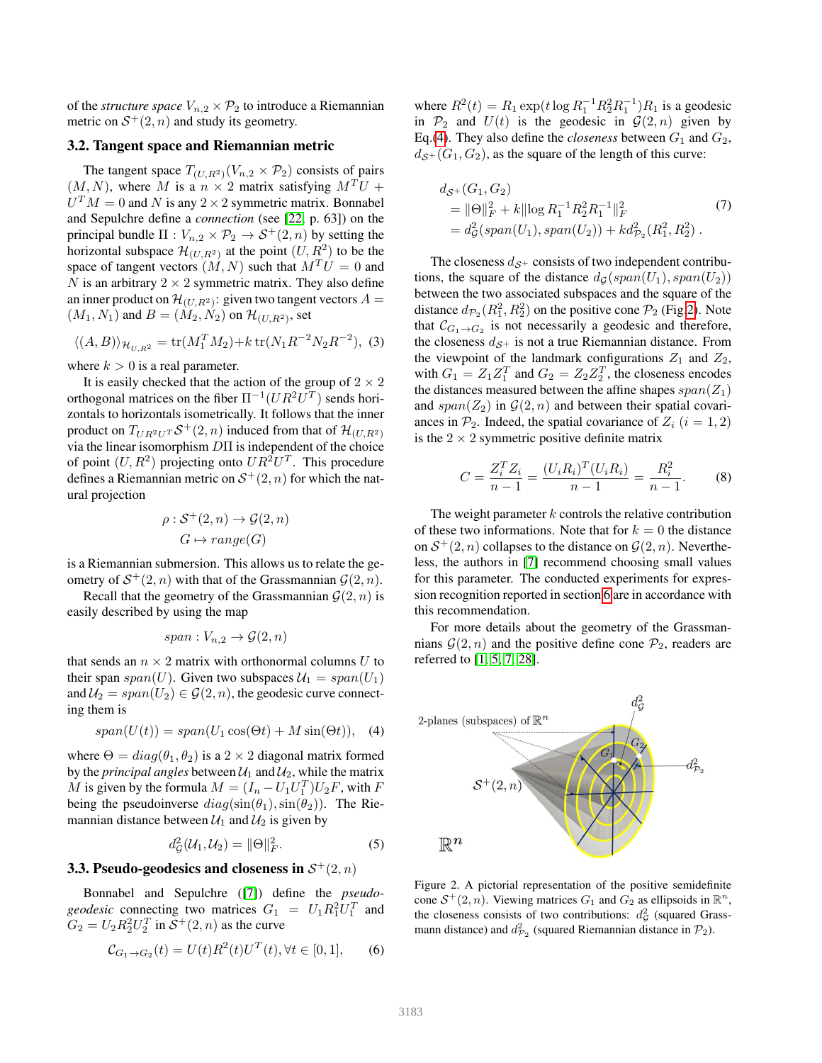of the *structure space* $V_{n,2} \times \mathcal{P}_2$ to introduce a Riemannian metric on $\mathcal{S}^+(2,n)$ and study its geometry.

### 3.2. Tangent space and Riemannian metric

The tangent space $T_{(U,R^2)}(V_{n,2} \times \mathcal{P}_2)$ consists of pairs $(M, N)$, where $M$ is a $n \times 2$ matrix satisfying $M^T U + U^T M = 0$ and $N$ is any $2 \times 2$ symmetric matrix. Bonnabel and Sepulchre define a *connection* (see [22, p. 63]) on the principal bundle $\Pi : V_{n,2} \times \mathcal{P}_2 \to \mathcal{S}^+(2,n)$ by setting the horizontal subspace $\mathcal{H}_{(U,R^2)}$ at the point $(U, R^2)$ to be the space of tangent vectors $(M, N)$ such that $M^T U = 0$ and $N$ is an arbitrary $2 \times 2$ symmetric matrix. They also define an inner product on $\mathcal{H}_{(U,R^2)}$: given two tangent vectors $A = (M_1, N_1)$ and $B = (M_2, N_2)$ on $\mathcal{H}_{(U,R^2)}$, set

$$\langle (A, B) \rangle_{\mathcal{H}_{U,R^2}} = \mathrm{tr}(M_1^T M_2) + k\,\mathrm{tr}(N_1 R^{-2} N_2 R^{-2}), \quad (3)$$

where $k > 0$ is a real parameter.

It is easily checked that the action of the group of $2 \times 2$ orthogonal matrices on the fiber $\Pi^{-1}(UR^2U^T)$ sends horizontals to horizontals isometrically. It follows that the inner product on $T_{UR^2U^T}\mathcal{S}^+(2,n)$ induced from that of $\mathcal{H}_{(U,R^2)}$ via the linear isomorphism $D\Pi$ is independent of the choice of point $(U, R^2)$ projecting onto $UR^2U^T$. This procedure defines a Riemannian metric on $\mathcal{S}^+(2,n)$ for which the natural projection

$$\rho : \mathcal{S}^+(2,n) \to \mathcal{G}(2,n)$$
$$G \mapsto range(G)$$

is a Riemannian submersion. This allows us to relate the geometry of $\mathcal{S}^+(2,n)$ with that of the Grassmannian $\mathcal{G}(2,n)$.

Recall that the geometry of the Grassmannian $\mathcal{G}(2,n)$ is easily described by using the map

$$span : V_{n,2} \to \mathcal{G}(2,n)$$

that sends an $n \times 2$ matrix with orthonormal columns $U$ to their span $span(U)$. Given two subspaces $\mathcal{U}_1 = span(U_1)$ and $\mathcal{U}_2 = span(U_2) \in \mathcal{G}(2,n)$, the geodesic curve connecting them is

$$span(U(t)) = span(U_1 \cos(\Theta t) + M \sin(\Theta t)), \quad (4)$$

where $\Theta = diag(\theta_1, \theta_2)$ is a $2 \times 2$ diagonal matrix formed by the *principal angles* between $\mathcal{U}_1$ and $\mathcal{U}_2$, while the matrix $M$ is given by the formula $M = (I_n - U_1 U_1^T)U_2 F$, with $F$ being the pseudoinverse $diag(\sin(\theta_1), \sin(\theta_2))$. The Riemannian distance between $\mathcal{U}_1$ and $\mathcal{U}_2$ is given by

$$d^2_{\mathcal{G}}(\mathcal{U}_1, \mathcal{U}_2) = \|\Theta\|^2_F. \quad (5)$$

### 3.3. Pseudo-geodesics and closeness in $\mathcal{S}^+(2,n)$

Bonnabel and Sepulchre ([7]) define the *pseudo-geodesic* connecting two matrices $G_1 = U_1 R_1^2 U_1^T$ and $G_2 = U_2 R_2^2 U_2^T$ in $\mathcal{S}^+(2,n)$ as the curve

$$\mathcal{C}_{G_1 \to G_2}(t) = U(t) R^2(t) U^T(t), \forall t \in [0,1], \quad (6)$$

where $R^2(t) = R_1 \exp(t \log R_1^{-1} R_2^2 R_1^{-1}) R_1$ is a geodesic in $\mathcal{P}_2$ and $U(t)$ is the geodesic in $\mathcal{G}(2,n)$ given by Eq.(4). They also define the *closeness* between $G_1$ and $G_2$, $d_{\mathcal{S}^+}(G_1, G_2)$, as the square of the length of this curve:

$$\begin{aligned} d_{\mathcal{S}^+}&(G_1, G_2) \\ &= \|\Theta\|^2_F + k\|\log R_1^{-1} R_2^2 R_1^{-1}\|^2_F \\ &= d^2_{\mathcal{G}}(span(U_1), span(U_2)) + k d^2_{\mathcal{P}_2}(R_1^2, R_2^2)\,. \end{aligned} \quad (7)$$

The closeness $d_{\mathcal{S}^+}$ consists of two independent contributions, the square of the distance $d_{\mathcal{G}}(span(U_1), span(U_2))$ between the two associated subspaces and the square of the distance $d_{\mathcal{P}_2}(R_1^2, R_2^2)$ on the positive cone $\mathcal{P}_2$ (Fig 2). Note that $\mathcal{C}_{G_1 \to G_2}$ is not necessarily a geodesic and therefore, the closeness $d_{\mathcal{S}^+}$ is not a true Riemannian distance. From the viewpoint of the landmark configurations $Z_1$ and $Z_2$, with $G_1 = Z_1 Z_1^T$ and $G_2 = Z_2 Z_2^T$, the closeness encodes the distances measured between the affine shapes $span(Z_1)$ and $span(Z_2)$ in $\mathcal{G}(2,n)$ and between their spatial covariances in $\mathcal{P}_2$. Indeed, the spatial covariance of $Z_i$ $(i = 1, 2)$ is the $2 \times 2$ symmetric positive definite matrix

$$C = \frac{Z_i^T Z_i}{n-1} = \frac{(U_i R_i)^T (U_i R_i)}{n-1} = \frac{R_i^2}{n-1}. \quad (8)$$

The weight parameter $k$ controls the relative contribution of these two informations. Note that for $k = 0$ the distance on $\mathcal{S}^+(2,n)$ collapses to the distance on $\mathcal{G}(2,n)$. Nevertheless, the authors in [7] recommend choosing small values for this parameter. The conducted experiments for expression recognition reported in section 6 are in accordance with this recommendation.

For more details about the geometry of the Grassmannians $\mathcal{G}(2,n)$ and the positive define cone $\mathcal{P}_2$, readers are referred to [1, 5, 7, 28].

Figure 2. A pictorial representation of the positive semidefinite cone $\mathcal{S}^+(2,n)$. Viewing matrices $G_1$ and $G_2$ as ellipsoids in $\mathbb{R}^n$, the closeness consists of two contributions: $d^2_{\mathcal{G}}$ (squared Grassmann distance) and $d^2_{\mathcal{P}_2}$ (squared Riemannian distance in $\mathcal{P}_2$).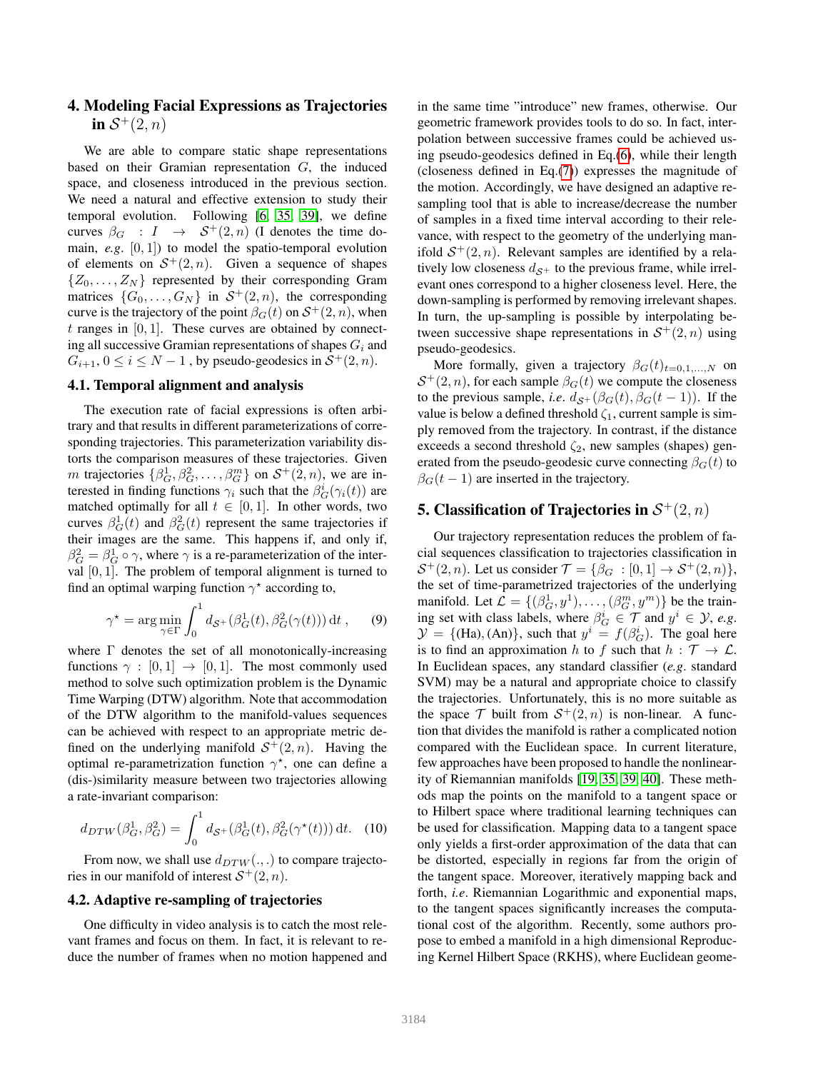## 4. Modeling Facial Expressions as Trajectories in $\mathcal{S}^+(2,n)$

We are able to compare static shape representations based on their Gramian representation $G$, the induced space, and closeness introduced in the previous section. We need a natural and effective extension to study their temporal evolution. Following [6, 35, 39], we define curves $\beta_G : I \rightarrow \mathcal{S}^+(2,n)$ (I denotes the time domain, *e.g.* $[0,1]$) to model the spatio-temporal evolution of elements on $\mathcal{S}^+(2,n)$. Given a sequence of shapes $\{Z_0, \ldots, Z_N\}$ represented by their corresponding Gram matrices $\{G_0, \ldots, G_N\}$ in $\mathcal{S}^+(2,n)$, the corresponding curve is the trajectory of the point $\beta_G(t)$ on $\mathcal{S}^+(2,n)$, when $t$ ranges in $[0,1]$. These curves are obtained by connecting all successive Gramian representations of shapes $G_i$ and $G_{i+1}$, $0 \leq i \leq N-1$, by pseudo-geodesics in $\mathcal{S}^+(2,n)$.

### 4.1. Temporal alignment and analysis

The execution rate of facial expressions is often arbitrary and that results in different parameterizations of corresponding trajectories. This parameterization variability distorts the comparison measures of these trajectories. Given $m$ trajectories $\{\beta_G^1, \beta_G^2, \ldots, \beta_G^m\}$ on $\mathcal{S}^+(2,n)$, we are interested in finding functions $\gamma_i$ such that the $\beta_G^i(\gamma_i(t))$ are matched optimally for all $t \in [0,1]$. In other words, two curves $\beta_G^1(t)$ and $\beta_G^2(t)$ represent the same trajectories if their images are the same. This happens if, and only if, $\beta_G^2 = \beta_G^1 \circ \gamma$, where $\gamma$ is a re-parameterization of the interval $[0,1]$. The problem of temporal alignment is turned to find an optimal warping function $\gamma^\star$ according to,

$$\gamma^\star = \arg\min_{\gamma \in \Gamma} \int_0^1 d_{\mathcal{S}^+}(\beta_G^1(t), \beta_G^2(\gamma(t)))\,\mathrm{d}t\,, \qquad (9)$$

where $\Gamma$ denotes the set of all monotonically-increasing functions $\gamma : [0,1] \rightarrow [0,1]$. The most commonly used method to solve such optimization problem is the Dynamic Time Warping (DTW) algorithm. Note that accommodation of the DTW algorithm to the manifold-values sequences can be achieved with respect to an appropriate metric defined on the underlying manifold $\mathcal{S}^+(2,n)$. Having the optimal re-parametrization function $\gamma^\star$, one can define a (dis-)similarity measure between two trajectories allowing a rate-invariant comparison:

$$d_{DTW}(\beta_G^1, \beta_G^2) = \int_0^1 d_{\mathcal{S}^+}(\beta_G^1(t), \beta_G^2(\gamma^\star(t)))\,\mathrm{d}t. \qquad (10)$$

From now, we shall use $d_{DTW}(.,.)$ to compare trajectories in our manifold of interest $\mathcal{S}^+(2,n)$.

### 4.2. Adaptive re-sampling of trajectories

One difficulty in video analysis is to catch the most relevant frames and focus on them. In fact, it is relevant to reduce the number of frames when no motion happened and in the same time "introduce" new frames, otherwise. Our geometric framework provides tools to do so. In fact, interpolation between successive frames could be achieved using pseudo-geodesics defined in Eq.(6), while their length (closeness defined in Eq.(7)) expresses the magnitude of the motion. Accordingly, we have designed an adaptive re-sampling tool that is able to increase/decrease the number of samples in a fixed time interval according to their relevance, with respect to the geometry of the underlying manifold $\mathcal{S}^+(2,n)$. Relevant samples are identified by a relatively low closeness $d_{\mathcal{S}^+}$ to the previous frame, while irrelevant ones correspond to a higher closeness level. Here, the down-sampling is performed by removing irrelevant shapes. In turn, the up-sampling is possible by interpolating between successive shape representations in $\mathcal{S}^+(2,n)$ using pseudo-geodesics.

More formally, given a trajectory $\beta_G(t)_{t=0,1,\ldots,N}$ on $\mathcal{S}^+(2,n)$, for each sample $\beta_G(t)$ we compute the closeness to the previous sample, *i.e.* $d_{\mathcal{S}^+}(\beta_G(t), \beta_G(t-1))$. If the value is below a defined threshold $\zeta_1$, current sample is simply removed from the trajectory. In contrast, if the distance exceeds a second threshold $\zeta_2$, new samples (shapes) generated from the pseudo-geodesic curve connecting $\beta_G(t)$ to $\beta_G(t-1)$ are inserted in the trajectory.

## 5. Classification of Trajectories in $\mathcal{S}^+(2,n)$

Our trajectory representation reduces the problem of facial sequences classification to trajectories classification in $\mathcal{S}^+(2,n)$. Let us consider $\mathcal{T} = \{\beta_G : [0,1] \rightarrow \mathcal{S}^+(2,n)\}$, the set of time-parametrized trajectories of the underlying manifold. Let $\mathcal{L} = \{(\beta_G^1, y^1), \ldots, (\beta_G^m, y^m)\}$ be the training set with class labels, where $\beta_G^i \in \mathcal{T}$ and $y^i \in \mathcal{Y}$, *e.g.* $\mathcal{Y} = \{(\text{Ha}), (\text{An})\}$, such that $y^i = f(\beta_G^i)$. The goal here is to find an approximation $h$ to $f$ such that $h : \mathcal{T} \rightarrow \mathcal{L}$. In Euclidean spaces, any standard classifier (*e.g.* standard SVM) may be a natural and appropriate choice to classify the trajectories. Unfortunately, this is no more suitable as the space $\mathcal{T}$ built from $\mathcal{S}^+(2,n)$ is non-linear. A function that divides the manifold is rather a complicated notion compared with the Euclidean space. In current literature, few approaches have been proposed to handle the nonlinearity of Riemannian manifolds [19, 35, 39, 40]. These methods map the points on the manifold to a tangent space or to Hilbert space where traditional learning techniques can be used for classification. Mapping data to a tangent space only yields a first-order approximation of the data that can be distorted, especially in regions far from the origin of the tangent space. Moreover, iteratively mapping back and forth, *i.e.* Riemannian Logarithmic and exponential maps, to the tangent spaces significantly increases the computational cost of the algorithm. Recently, some authors propose to embed a manifold in a high dimensional Reproducing Kernel Hilbert Space (RKHS), where Euclidean geome-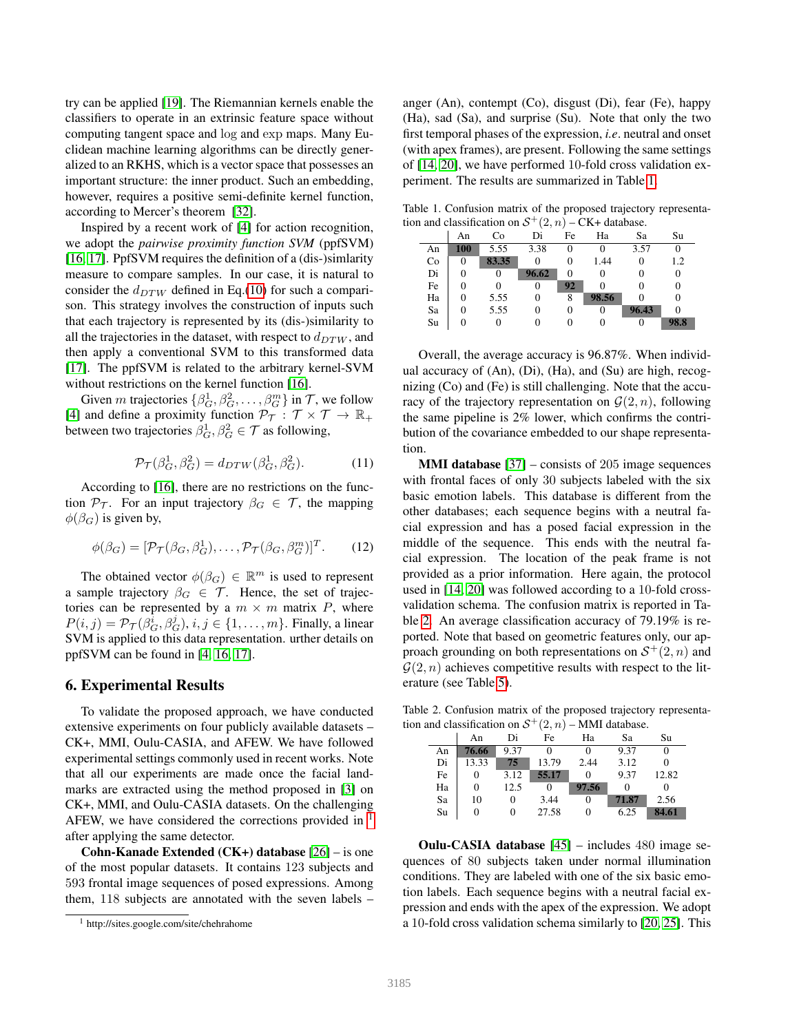try can be applied [19]. The Riemannian kernels enable the classifiers to operate in an extrinsic feature space without computing tangent space and log and exp maps. Many Euclidean machine learning algorithms can be directly generalized to an RKHS, which is a vector space that possesses an important structure: the inner product. Such an embedding, however, requires a positive semi-definite kernel function, according to Mercer's theorem [32].

Inspired by a recent work of [4] for action recognition, we adopt the *pairwise proximity function SVM* (ppfSVM) [16, 17]. PpfSVM requires the definition of a (dis-)simlarity measure to compare samples. In our case, it is natural to consider the $d_{DTW}$ defined in Eq.(10) for such a comparison. This strategy involves the construction of inputs such that each trajectory is represented by its (dis-)similarity to all the trajectories in the dataset, with respect to $d_{DTW}$, and then apply a conventional SVM to this transformed data [17]. The ppfSVM is related to the arbitrary kernel-SVM without restrictions on the kernel function [16].

Given $m$ trajectories $\{\beta_G^1, \beta_G^2, \dots, \beta_G^m\}$ in $\mathcal{T}$, we follow [4] and define a proximity function $\mathcal{P}_{\mathcal{T}} : \mathcal{T} \times \mathcal{T} \to \mathbb{R}_+$ between two trajectories $\beta_G^1, \beta_G^2 \in \mathcal{T}$ as following,

$$\mathcal{P}_{\mathcal{T}}(\beta_G^1, \beta_G^2) = d_{DTW}(\beta_G^1, \beta_G^2). \tag{11}$$

According to [16], there are no restrictions on the function $\mathcal{P}_{\mathcal{T}}$. For an input trajectory $\beta_G \in \mathcal{T}$, the mapping $\phi(\beta_G)$ is given by,

$$\phi(\beta_G) = [\mathcal{P}_{\mathcal{T}}(\beta_G, \beta_G^1), \dots, \mathcal{P}_{\mathcal{T}}(\beta_G, \beta_G^m)]^T. \tag{12}$$

The obtained vector $\phi(\beta_G) \in \mathbb{R}^m$ is used to represent a sample trajectory $\beta_G \in \mathcal{T}$. Hence, the set of trajectories can be represented by a $m \times m$ matrix $P$, where $P(i, j) = \mathcal{P}_{\mathcal{T}}(\beta_G^i, \beta_G^j), i, j \in \{1, \dots, m\}$. Finally, a linear SVM is applied to this data representation. urther details on ppfSVM can be found in [4, 16, 17].

## 6. Experimental Results

To validate the proposed approach, we have conducted extensive experiments on four publicly available datasets – CK+, MMI, Oulu-CASIA, and AFEW. We have followed experimental settings commonly used in recent works. Note that all our experiments are made once the facial landmarks are extracted using the method proposed in [3] on CK+, MMI, and Oulu-CASIA datasets. On the challenging AFEW, we have considered the corrections provided in [1] after applying the same detector.

[1] http://sites.google.com/site/chehrahome

**Cohn-Kanade Extended (CK+) database** [26] – is one of the most popular datasets. It contains 123 subjects and 593 frontal image sequences of posed expressions. Among them, 118 subjects are annotated with the seven labels – anger (An), contempt (Co), disgust (Di), fear (Fe), happy (Ha), sad (Sa), and surprise (Su). Note that only the two first temporal phases of the expression, *i.e*. neutral and onset (with apex frames), are present. Following the same settings of [14, 20], we have performed 10-fold cross validation experiment. The results are summarized in Table 1.

Table 1. Confusion matrix of the proposed trajectory representation and classification on $\mathcal{S}^+(2, n)$ – CK+ database.

| | An | Co | Di | Fe | Ha | Sa | Su |
|---|---|---|---|---|---|---|---|
| An | **100** | 5.55 | 3.38 | 0 | 0 | 3.57 | 0 |
| Co | 0 | **83.35** | 0 | 0 | 1.44 | 0 | 1.2 |
| Di | 0 | 0 | **96.62** | 0 | 0 | 0 | 0 |
| Fe | 0 | 0 | 0 | **92** | 0 | 0 | 0 |
| Ha | 0 | 5.55 | 0 | 8 | **98.56** | 0 | 0 |
| Sa | 0 | 5.55 | 0 | 0 | 0 | **96.43** | 0 |
| Su | 0 | 0 | 0 | 0 | 0 | 0 | **98.8** |

Overall, the average accuracy is 96.87%. When individual accuracy of (An), (Di), (Ha), and (Su) are high, recognizing (Co) and (Fe) is still challenging. Note that the accuracy of the trajectory representation on $\mathcal{G}(2, n)$, following the same pipeline is 2% lower, which confirms the contribution of the covariance embedded to our shape representation.

**MMI database** [37] – consists of 205 image sequences with frontal faces of only 30 subjects labeled with the six basic emotion labels. This database is different from the other databases; each sequence begins with a neutral facial expression and has a posed facial expression in the middle of the sequence. This ends with the neutral facial expression. The location of the peak frame is not provided as a prior information. Here again, the protocol used in [14, 20] was followed according to a 10-fold cross-validation schema. The confusion matrix is reported in Table 2. An average classification accuracy of 79.19% is reported. Note that based on geometric features only, our approach grounding on both representations on $\mathcal{S}^+(2, n)$ and $\mathcal{G}(2, n)$ achieves competitive results with respect to the literature (see Table 5).

Table 2. Confusion matrix of the proposed trajectory representation and classification on $\mathcal{S}^+(2, n)$ – MMI database.

| | An | Di | Fe | Ha | Sa | Su |
|---|---|---|---|---|---|---|
| An | **76.66** | 9.37 | 0 | 0 | 9.37 | 0 |
| Di | 13.33 | **75** | 13.79 | 2.44 | 3.12 | 0 |
| Fe | 0 | 3.12 | **55.17** | 0 | 9.37 | 12.82 |
| Ha | 0 | 12.5 | 0 | **97.56** | 0 | 0 |
| Sa | 10 | 0 | 3.44 | 0 | **71.87** | 2.56 |
| Su | 0 | 0 | 27.58 | 0 | 6.25 | **84.61** |

**Oulu-CASIA database** [45] – includes 480 image sequences of 80 subjects taken under normal illumination conditions. They are labeled with one of the six basic emotion labels. Each sequence begins with a neutral facial expression and ends with the apex of the expression. We adopt a 10-fold cross validation schema similarly to [20, 25]. This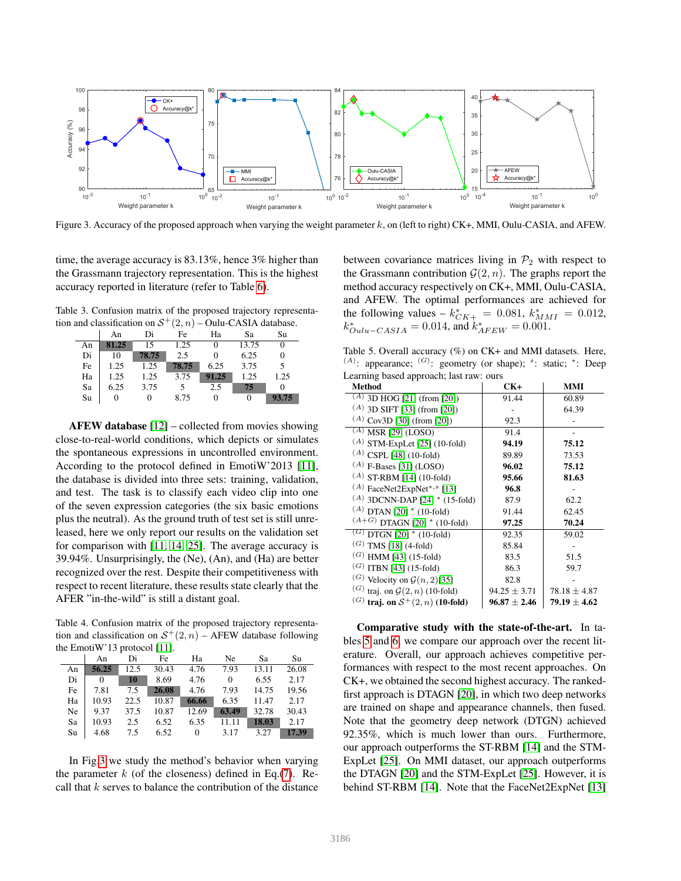Figure 3. Accuracy of the proposed approach when varying the weight parameter $k$, on (left to right) CK+, MMI, Oulu-CASIA, and AFEW.

time, the average accuracy is 83.13%, hence 3% higher than the Grassmann trajectory representation. This is the highest accuracy reported in literature (refer to Table 6).

Table 3. Confusion matrix of the proposed trajectory representation and classification on $\mathcal{S}^+(2, n)$ – Oulu-CASIA database.

| | An | Di | Fe | Ha | Sa | Su |
|---|---|---|---|---|---|---|
| An | **81.25** | 15 | 1.25 | 0 | 13.75 | 0 |
| Di | 10 | **78.75** | 2.5 | 0 | 6.25 | 0 |
| Fe | 1.25 | 1.25 | **78.75** | 6.25 | 3.75 | 5 |
| Ha | 1.25 | 1.25 | 3.75 | **91.25** | 1.25 | 1.25 |
| Sa | 6.25 | 3.75 | 5 | 2.5 | **75** | 0 |
| Su | 0 | 0 | 8.75 | 0 | 0 | **93.75** |

**AFEW database** [12] – collected from movies showing close-to-real-world conditions, which depicts or simulates the spontaneous expressions in uncontrolled environment. According to the protocol defined in EmotiW'2013 [11], the database is divided into three sets: training, validation, and test. The task is to classify each video clip into one of the seven expression categories (the six basic emotions plus the neutral). As the ground truth of test set is still unreleased, here we only report our results on the validation set for comparison with [11, 14, 25]. The average accuracy is 39.94%. Unsurprisingly, the (Ne), (An), and (Ha) are better recognized over the rest. Despite their competitiveness with respect to recent literature, these results state clearly that the AFER "in-the-wild" is still a distant goal.

Table 4. Confusion matrix of the proposed trajectory representation and classification on $\mathcal{S}^+(2, n)$ – AFEW database following the EmotiW'13 protocol [11].

| | An | Di | Fe | Ha | Ne | Sa | Su |
|---|---|---|---|---|---|---|---|
| An | **56.25** | 12.5 | 30.43 | 4.76 | 7.93 | 13.11 | 26.08 |
| Di | 0 | **10** | 8.69 | 4.76 | 0 | 6.55 | 2.17 |
| Fe | 7.81 | 7.5 | **26.08** | 4.76 | 7.93 | 14.75 | 19.56 |
| Ha | 10.93 | 22.5 | 10.87 | **66.66** | 6.35 | 11.47 | 2.17 |
| Ne | 9.37 | 37.5 | 10.87 | 12.69 | **63.49** | 32.78 | 30.43 |
| Sa | 10.93 | 2.5 | 6.52 | 6.35 | 11.11 | **18.03** | 2.17 |
| Su | 4.68 | 7.5 | 6.52 | 0 | 3.17 | 3.27 | **17.39** |

In Fig.3 we study the method's behavior when varying the parameter $k$ (of the closeness) defined in Eq.(7). Recall that $k$ serves to balance the contribution of the distance between covariance matrices living in $\mathcal{P}_2$ with respect to the Grassmann contribution $\mathcal{G}(2, n)$. The graphs report the method accuracy respectively on CK+, MMI, Oulu-CASIA, and AFEW. The optimal performances are achieved for the following values – $k^*_{CK+} = 0.081$, $k^*_{MMI} = 0.012$, $k^*_{Oulu-CASIA} = 0.014$, and $k^*_{AFEW} = 0.001$.

Table 5. Overall accuracy (%) on CK+ and MMI datasets. Here, $^{(A)}$: appearance; $^{(G)}$: geometry (or shape); $^{s}$: static; $^{*}$: Deep Learning based approach; last raw: ours

| Method | CK+ | MMI |
|---|---|---|
| $^{(A)}$ 3D HOG [21] (from [20]) | 91.44 | 60.89 |
| $^{(A)}$ 3D SIFT [33] (from [20]) | - | 64.39 |
| $^{(A)}$ Cov3D [30] (from [20]) | 92.3 | - |
| $^{(A)}$ MSR [29] (LOSO) | 91.4 | - |
| $^{(A)}$ STM-ExpLet [25] (10-fold) | **94.19** | **75.12** |
| $^{(A)}$ CSPL [48] (10-fold) | 89.89 | 73.53 |
| $^{(A)}$ F-Bases [31] (LOSO) | **96.02** | **75.12** |
| $^{(A)}$ ST-RBM [14] (10-fold) | **95.66** | **81.63** |
| $^{(A)}$ FaceNet2ExpNet$^{*,s}$ [13] | **96.8** | - |
| $^{(A)}$ 3DCNN-DAP [24] $^{*}$ (15-fold) | 87.9 | 62.2 |
| $^{(A)}$ DTAN [20] $^{*}$ (10-fold) | 91.44 | 62.45 |
| $^{(A+G)}$ DTAGN [20] $^{*}$ (10-fold) | **97.25** | **70.24** |
| $^{(G)}$ DTGN [20] $^{*}$ (10-fold) | 92.35 | 59.02 |
| $^{(G)}$ TMS [18] (4-fold) | 85.84 | - |
| $^{(G)}$ HMM [43] (15-fold) | 83.5 | 51.5 |
| $^{(G)}$ ITBN [43] (15-fold) | 86.3 | 59.7 |
| $^{(G)}$ Velocity on $\mathcal{G}(n, 2)$[35] | 82.8 | - |
| $^{(G)}$ traj. on $\mathcal{G}(2, n)$ (10-fold) | 94.25 $\pm$ 3.71 | 78.18 $\pm$ 4.87 |
| $^{(G)}$ **traj. on $\mathcal{S}^+(2, n)$ (10-fold)** | **96.87 $\pm$ 2.46** | **79.19 $\pm$ 4.62** |

**Comparative study with the state-of-the-art.** In tables 5 and 6, we compare our approach over the recent literature. Overall, our approach achieves competitive performances with respect to the most recent approaches. On CK+, we obtained the second highest accuracy. The ranked-first approach is DTAGN [20], in which two deep networks are trained on shape and appearance channels, then fused. Note that the geometry deep network (DTGN) achieved 92.35%, which is much lower than ours. Furthermore, our approach outperforms the ST-RBM [14] and the STM-ExpLet [25]. On MMI dataset, our approach outperforms the DTAGN [20] and the STM-ExpLet [25]. However, it is behind ST-RBM [14]. Note that the FaceNet2ExpNet [13]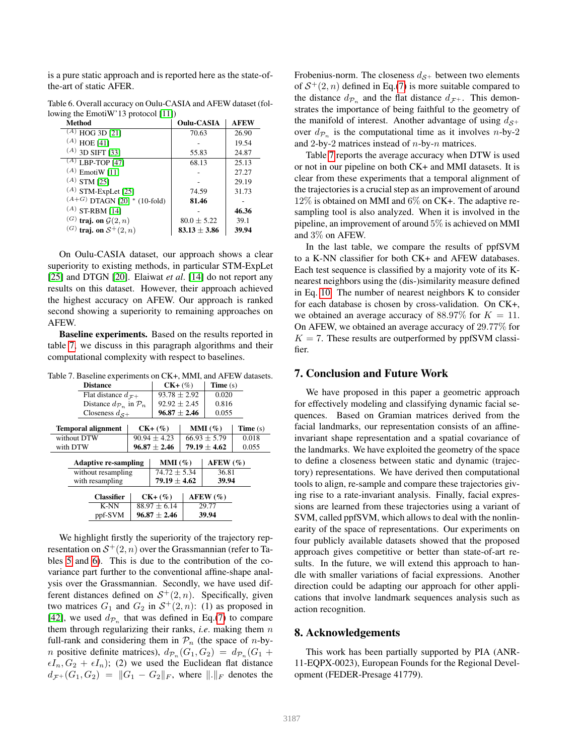is a pure static approach and is reported here as the state-of-the-art of static AFER.

Table 6. Overall accuracy on Oulu-CASIA and AFEW dataset (following the EmotiW'13 protocol [11])

| Method | Oulu-CASIA | AFEW |
|---|---|---|
| $^{(A)}$ HOG 3D [21] | 70.63 | 26.90 |
| $^{(A)}$ HOE [41] | - | 19.54 |
| $^{(A)}$ 3D SIFT [33] | 55.83 | 24.87 |
| $^{(A)}$ LBP-TOP [47] | 68.13 | 25.13 |
| $^{(A)}$ EmotiW [11] | - | 27.27 |
| $^{(A)}$ STM [25] | - | 29.19 |
| $^{(A)}$ STM-ExpLet [25] | 74.59 | 31.73 |
| $^{(A+G)}$ DTAGN [20] * (10-fold) | **81.46** | - |
| $^{(A)}$ ST-RBM [14] | - | **46.36** |
| $^{(G)}$ **traj. on** $\mathcal{G}(2,n)$ | $80.0 \pm 5.22$ | 39.1 |
| $^{(G)}$ **traj. on** $\mathcal{S}^{+}(2,n)$ | $\mathbf{83.13 \pm 3.86}$ | **39.94** |

On Oulu-CASIA dataset, our approach shows a clear superiority to existing methods, in particular STM-ExpLet [25] and DTGN [20]. Elaiwat *et al.* [14] do not report any results on this dataset. However, their approach achieved the highest accuracy on AFEW. Our approach is ranked second showing a superiority to remaining approaches on AFEW.

**Baseline experiments.** Based on the results reported in table 7, we discuss in this paragraph algorithms and their computational complexity with respect to baselines.

Table 7. Baseline experiments on CK+, MMI, and AFEW datasets.

| Distance | CK+ (%) | Time (s) |
|---|---|---|
| Flat distance $d_{\mathcal{F}^+}$ | $93.78 \pm 2.92$ | 0.020 |
| Distance $d_{\mathcal{P}_n}$ in $\mathcal{P}_n$ | $92.92 \pm 2.45$ | 0.816 |
| Closeness $d_{\mathcal{S}^+}$ | $\mathbf{96.87 \pm 2.46}$ | 0.055 |

| Temporal alignment | CK+ (%) | MMI (%) | Time (s) |
|---|---|---|---|
| without DTW | $90.94 \pm 4.23$ | $66.93 \pm 5.79$ | 0.018 |
| with DTW | $\mathbf{96.87 \pm 2.46}$ | $\mathbf{79.19 \pm 4.62}$ | 0.055 |

| Adaptive re-sampling | MMI (%) | AFEW (%) |
|---|---|---|
| without resampling | $74.72 \pm 5.34$ | 36.81 |
| with resampling | $\mathbf{79.19 \pm 4.62}$ | **39.94** |

| Classifier | CK+ (%) | AFEW (%) |
|---|---|---|
| K-NN | $88.97 \pm 6.14$ | 29.77 |
| ppf-SVM | $\mathbf{96.87 \pm 2.46}$ | **39.94** |

We highlight firstly the superiority of the trajectory representation on $\mathcal{S}^{+}(2,n)$ over the Grassmannian (refer to Tables 5 and 6). This is due to the contribution of the covariance part further to the conventional affine-shape analysis over the Grassmannian. Secondly, we have used different distances defined on $\mathcal{S}^{+}(2,n)$. Specifically, given two matrices $G_1$ and $G_2$ in $\mathcal{S}^{+}(2,n)$: (1) as proposed in [42], we used $d_{\mathcal{P}_n}$ that was defined in Eq.(7) to compare them through regularizing their ranks, *i.e.* making them $n$ full-rank and considering them in $\mathcal{P}_n$ (the space of $n$-by-$n$ positive definite matrices), $d_{\mathcal{P}_n}(G_1, G_2) = d_{\mathcal{P}_n}(G_1 + \epsilon I_n, G_2 + \epsilon I_n)$; (2) we used the Euclidean flat distance $d_{\mathcal{F}^+}(G_1, G_2) = \|G_1 - G_2\|_F$, where $\|.\|_F$ denotes the Frobenius-norm. The closeness $d_{\mathcal{S}^+}$ between two elements of $\mathcal{S}^{+}(2,n)$ defined in Eq.(7) is more suitable compared to the distance $d_{\mathcal{P}_n}$ and the flat distance $d_{\mathcal{F}^+}$. This demonstrates the importance of being faithful to the geometry of the manifold of interest. Another advantage of using $d_{\mathcal{S}^+}$ over $d_{\mathcal{P}_n}$ is the computational time as it involves $n$-by-2 and 2-by-2 matrices instead of $n$-by-$n$ matrices.

Table 7 reports the average accuracy when DTW is used or not in our pipeline on both CK+ and MMI datasets. It is clear from these experiments that a temporal alignment of the trajectories is a crucial step as an improvement of around 12% is obtained on MMI and 6% on CK+. The adaptive re-sampling tool is also analyzed. When it is involved in the pipeline, an improvement of around 5% is achieved on MMI and 3% on AFEW.

In the last table, we compare the results of ppfSVM to a K-NN classifier for both CK+ and AFEW databases. Each test sequence is classified by a majority vote of its K-nearest neighbors using the (dis-)similarity measure defined in Eq. 10. The number of nearest neighbors K to consider for each database is chosen by cross-validation. On CK+, we obtained an average accuracy of 88.97% for $K = 11$. On AFEW, we obtained an average accuracy of 29.77% for $K = 7$. These results are outperformed by ppfSVM classifier.

## 7. Conclusion and Future Work

We have proposed in this paper a geometric approach for effectively modeling and classifying dynamic facial sequences. Based on Gramian matrices derived from the facial landmarks, our representation consists of an affine-invariant shape representation and a spatial covariance of the landmarks. We have exploited the geometry of the space to define a closeness between static and dynamic (trajectory) representations. We have derived then computational tools to align, re-sample and compare these trajectories giving rise to a rate-invariant analysis. Finally, facial expressions are learned from these trajectories using a variant of SVM, called ppfSVM, which allows to deal with the nonlinearity of the space of representations. Our experiments on four publicly available datasets showed that the proposed approach gives competitive or better than state-of-art results. In the future, we will extend this approach to handle with smaller variations of facial expressions. Another direction could be adapting our approach for other applications that involve landmark sequences analysis such as action recognition.

## 8. Acknowledgements

This work has been partially supported by PIA (ANR-11-EQPX-0023), European Founds for the Regional Development (FEDER-Presage 41779).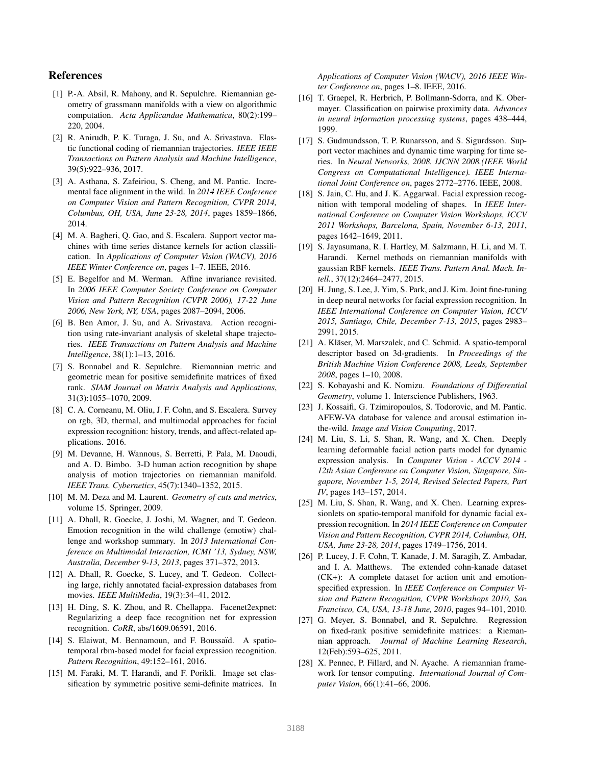## References

[1] P.-A. Absil, R. Mahony, and R. Sepulchre. Riemannian geometry of grassmann manifolds with a view on algorithmic computation. *Acta Applicandae Mathematica*, 80(2):199–220, 2004.

[2] R. Anirudh, P. K. Turaga, J. Su, and A. Srivastava. Elastic functional coding of riemannian trajectories. *IEEE IEEE Transactions on Pattern Analysis and Machine Intelligence*, 39(5):922–936, 2017.

[3] A. Asthana, S. Zafeiriou, S. Cheng, and M. Pantic. Incremental face alignment in the wild. In *2014 IEEE Conference on Computer Vision and Pattern Recognition, CVPR 2014, Columbus, OH, USA, June 23-28, 2014*, pages 1859–1866, 2014.

[4] M. A. Bagheri, Q. Gao, and S. Escalera. Support vector machines with time series distance kernels for action classification. In *Applications of Computer Vision (WACV), 2016 IEEE Winter Conference on*, pages 1–7. IEEE, 2016.

[5] E. Begelfor and M. Werman. Affine invariance revisited. In *2006 IEEE Computer Society Conference on Computer Vision and Pattern Recognition (CVPR 2006), 17-22 June 2006, New York, NY, USA*, pages 2087–2094, 2006.

[6] B. Ben Amor, J. Su, and A. Srivastava. Action recognition using rate-invariant analysis of skeletal shape trajectories. *IEEE Transactions on Pattern Analysis and Machine Intelligence*, 38(1):1–13, 2016.

[7] S. Bonnabel and R. Sepulchre. Riemannian metric and geometric mean for positive semidefinite matrices of fixed rank. *SIAM Journal on Matrix Analysis and Applications*, 31(3):1055–1070, 2009.

[8] C. A. Corneanu, M. Oliu, J. F. Cohn, and S. Escalera. Survey on rgb, 3D, thermal, and multimodal approaches for facial expression recognition: history, trends, and affect-related applications. 2016.

[9] M. Devanne, H. Wannous, S. Berretti, P. Pala, M. Daoudi, and A. D. Bimbo. 3-D human action recognition by shape analysis of motion trajectories on riemannian manifold. *IEEE Trans. Cybernetics*, 45(7):1340–1352, 2015.

[10] M. M. Deza and M. Laurent. *Geometry of cuts and metrics*, volume 15. Springer, 2009.

[11] A. Dhall, R. Goecke, J. Joshi, M. Wagner, and T. Gedeon. Emotion recognition in the wild challenge (emotiw) challenge and workshop summary. In *2013 International Conference on Multimodal Interaction, ICMI '13, Sydney, NSW, Australia, December 9-13, 2013*, pages 371–372, 2013.

[12] A. Dhall, R. Goecke, S. Lucey, and T. Gedeon. Collecting large, richly annotated facial-expression databases from movies. *IEEE MultiMedia*, 19(3):34–41, 2012.

[13] H. Ding, S. K. Zhou, and R. Chellappa. Facenet2expnet: Regularizing a deep face recognition net for expression recognition. *CoRR*, abs/1609.06591, 2016.

[14] S. Elaiwat, M. Bennamoun, and F. Boussaïd. A spatio-temporal rbm-based model for facial expression recognition. *Pattern Recognition*, 49:152–161, 2016.

[15] M. Faraki, M. T. Harandi, and F. Porikli. Image set classification by symmetric positive semi-definite matrices. In *Applications of Computer Vision (WACV), 2016 IEEE Winter Conference on*, pages 1–8. IEEE, 2016.

[16] T. Graepel, R. Herbrich, P. Bollmann-Sdorra, and K. Obermayer. Classification on pairwise proximity data. *Advances in neural information processing systems*, pages 438–444, 1999.

[17] S. Gudmundsson, T. P. Runarsson, and S. Sigurdsson. Support vector machines and dynamic time warping for time series. In *Neural Networks, 2008. IJCNN 2008.(IEEE World Congress on Computational Intelligence). IEEE International Joint Conference on*, pages 2772–2776. IEEE, 2008.

[18] S. Jain, C. Hu, and J. K. Aggarwal. Facial expression recognition with temporal modeling of shapes. In *IEEE International Conference on Computer Vision Workshops, ICCV 2011 Workshops, Barcelona, Spain, November 6-13, 2011*, pages 1642–1649, 2011.

[19] S. Jayasumana, R. I. Hartley, M. Salzmann, H. Li, and M. T. Harandi. Kernel methods on riemannian manifolds with gaussian RBF kernels. *IEEE Trans. Pattern Anal. Mach. Intell.*, 37(12):2464–2477, 2015.

[20] H. Jung, S. Lee, J. Yim, S. Park, and J. Kim. Joint fine-tuning in deep neural networks for facial expression recognition. In *IEEE International Conference on Computer Vision, ICCV 2015, Santiago, Chile, December 7-13, 2015*, pages 2983–2991, 2015.

[21] A. Kläser, M. Marszalek, and C. Schmid. A spatio-temporal descriptor based on 3d-gradients. In *Proceedings of the British Machine Vision Conference 2008, Leeds, September 2008*, pages 1–10, 2008.

[22] S. Kobayashi and K. Nomizu. *Foundations of Differential Geometry*, volume 1. Interscience Publishers, 1963.

[23] J. Kossaifi, G. Tzimiropoulos, S. Todorovic, and M. Pantic. AFEW-VA database for valence and arousal estimation in-the-wild. *Image and Vision Computing*, 2017.

[24] M. Liu, S. Li, S. Shan, R. Wang, and X. Chen. Deeply learning deformable facial action parts model for dynamic expression analysis. In *Computer Vision - ACCV 2014 - 12th Asian Conference on Computer Vision, Singapore, Singapore, November 1-5, 2014, Revised Selected Papers, Part IV*, pages 143–157, 2014.

[25] M. Liu, S. Shan, R. Wang, and X. Chen. Learning expressionlets on spatio-temporal manifold for dynamic facial expression recognition. In *2014 IEEE Conference on Computer Vision and Pattern Recognition, CVPR 2014, Columbus, OH, USA, June 23-28, 2014*, pages 1749–1756, 2014.

[26] P. Lucey, J. F. Cohn, T. Kanade, J. M. Saragih, Z. Ambadar, and I. A. Matthews. The extended cohn-kanade dataset (CK+): A complete dataset for action unit and emotion-specified expression. In *IEEE Conference on Computer Vision and Pattern Recognition, CVPR Workshops 2010, San Francisco, CA, USA, 13-18 June, 2010*, pages 94–101, 2010.

[27] G. Meyer, S. Bonnabel, and R. Sepulchre. Regression on fixed-rank positive semidefinite matrices: a Riemannian approach. *Journal of Machine Learning Research*, 12(Feb):593–625, 2011.

[28] X. Pennec, P. Fillard, and N. Ayache. A riemannian framework for tensor computing. *International Journal of Computer Vision*, 66(1):41–66, 2006.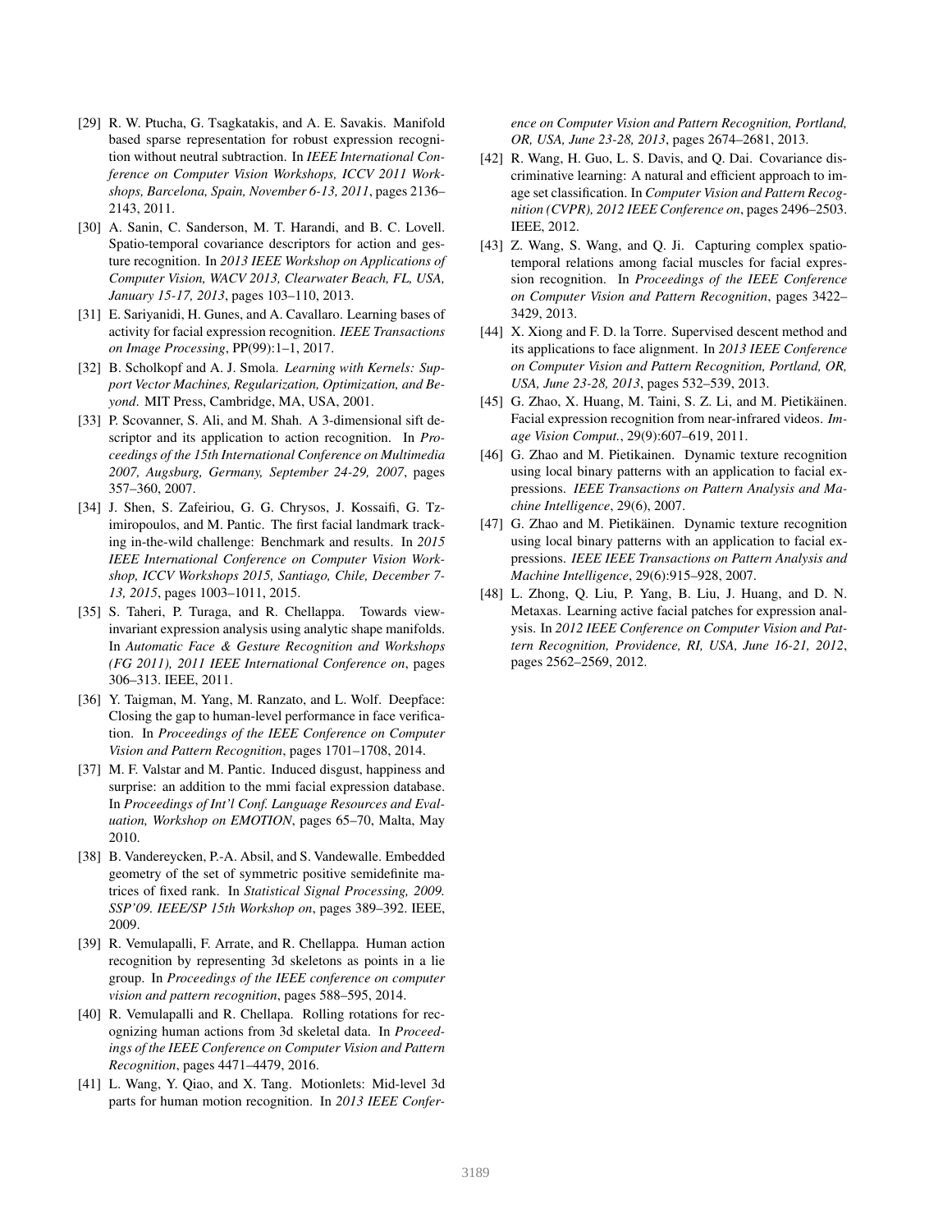[29] R. W. Ptucha, G. Tsagkatakis, and A. E. Savakis. Manifold based sparse representation for robust expression recognition without neutral subtraction. In *IEEE International Conference on Computer Vision Workshops, ICCV 2011 Workshops, Barcelona, Spain, November 6-13, 2011*, pages 2136–2143, 2011.

[30] A. Sanin, C. Sanderson, M. T. Harandi, and B. C. Lovell. Spatio-temporal covariance descriptors for action and gesture recognition. In *2013 IEEE Workshop on Applications of Computer Vision, WACV 2013, Clearwater Beach, FL, USA, January 15-17, 2013*, pages 103–110, 2013.

[31] E. Sariyanidi, H. Gunes, and A. Cavallaro. Learning bases of activity for facial expression recognition. *IEEE Transactions on Image Processing*, PP(99):1–1, 2017.

[32] B. Scholkopf and A. J. Smola. *Learning with Kernels: Support Vector Machines, Regularization, Optimization, and Beyond*. MIT Press, Cambridge, MA, USA, 2001.

[33] P. Scovanner, S. Ali, and M. Shah. A 3-dimensional sift descriptor and its application to action recognition. In *Proceedings of the 15th International Conference on Multimedia 2007, Augsburg, Germany, September 24-29, 2007*, pages 357–360, 2007.

[34] J. Shen, S. Zafeiriou, G. G. Chrysos, J. Kossaifi, G. Tzimiropoulos, and M. Pantic. The first facial landmark tracking in-the-wild challenge: Benchmark and results. In *2015 IEEE International Conference on Computer Vision Workshop, ICCV Workshops 2015, Santiago, Chile, December 7-13, 2015*, pages 1003–1011, 2015.

[35] S. Taheri, P. Turaga, and R. Chellappa. Towards view-invariant expression analysis using analytic shape manifolds. In *Automatic Face & Gesture Recognition and Workshops (FG 2011), 2011 IEEE International Conference on*, pages 306–313. IEEE, 2011.

[36] Y. Taigman, M. Yang, M. Ranzato, and L. Wolf. Deepface: Closing the gap to human-level performance in face verification. In *Proceedings of the IEEE Conference on Computer Vision and Pattern Recognition*, pages 1701–1708, 2014.

[37] M. F. Valstar and M. Pantic. Induced disgust, happiness and surprise: an addition to the mmi facial expression database. In *Proceedings of Int'l Conf. Language Resources and Evaluation, Workshop on EMOTION*, pages 65–70, Malta, May 2010.

[38] B. Vandereycken, P.-A. Absil, and S. Vandewalle. Embedded geometry of the set of symmetric positive semidefinite matrices of fixed rank. In *Statistical Signal Processing, 2009. SSP'09. IEEE/SP 15th Workshop on*, pages 389–392. IEEE, 2009.

[39] R. Vemulapalli, F. Arrate, and R. Chellappa. Human action recognition by representing 3d skeletons as points in a lie group. In *Proceedings of the IEEE conference on computer vision and pattern recognition*, pages 588–595, 2014.

[40] R. Vemulapalli and R. Chellapa. Rolling rotations for recognizing human actions from 3d skeletal data. In *Proceedings of the IEEE Conference on Computer Vision and Pattern Recognition*, pages 4471–4479, 2016.

[41] L. Wang, Y. Qiao, and X. Tang. Motionlets: Mid-level 3d parts for human motion recognition. In *2013 IEEE Conference on Computer Vision and Pattern Recognition, Portland, OR, USA, June 23-28, 2013*, pages 2674–2681, 2013.

[42] R. Wang, H. Guo, L. S. Davis, and Q. Dai. Covariance discriminative learning: A natural and efficient approach to image set classification. In *Computer Vision and Pattern Recognition (CVPR), 2012 IEEE Conference on*, pages 2496–2503. IEEE, 2012.

[43] Z. Wang, S. Wang, and Q. Ji. Capturing complex spatio-temporal relations among facial muscles for facial expression recognition. In *Proceedings of the IEEE Conference on Computer Vision and Pattern Recognition*, pages 3422–3429, 2013.

[44] X. Xiong and F. D. la Torre. Supervised descent method and its applications to face alignment. In *2013 IEEE Conference on Computer Vision and Pattern Recognition, Portland, OR, USA, June 23-28, 2013*, pages 532–539, 2013.

[45] G. Zhao, X. Huang, M. Taini, S. Z. Li, and M. Pietikäinen. Facial expression recognition from near-infrared videos. *Image Vision Comput.*, 29(9):607–619, 2011.

[46] G. Zhao and M. Pietikainen. Dynamic texture recognition using local binary patterns with an application to facial expressions. *IEEE Transactions on Pattern Analysis and Machine Intelligence*, 29(6), 2007.

[47] G. Zhao and M. Pietikäinen. Dynamic texture recognition using local binary patterns with an application to facial expressions. *IEEE IEEE Transactions on Pattern Analysis and Machine Intelligence*, 29(6):915–928, 2007.

[48] L. Zhong, Q. Liu, P. Yang, B. Liu, J. Huang, and D. N. Metaxas. Learning active facial patches for expression analysis. In *2012 IEEE Conference on Computer Vision and Pattern Recognition, Providence, RI, USA, June 16-21, 2012*, pages 2562–2569, 2012.